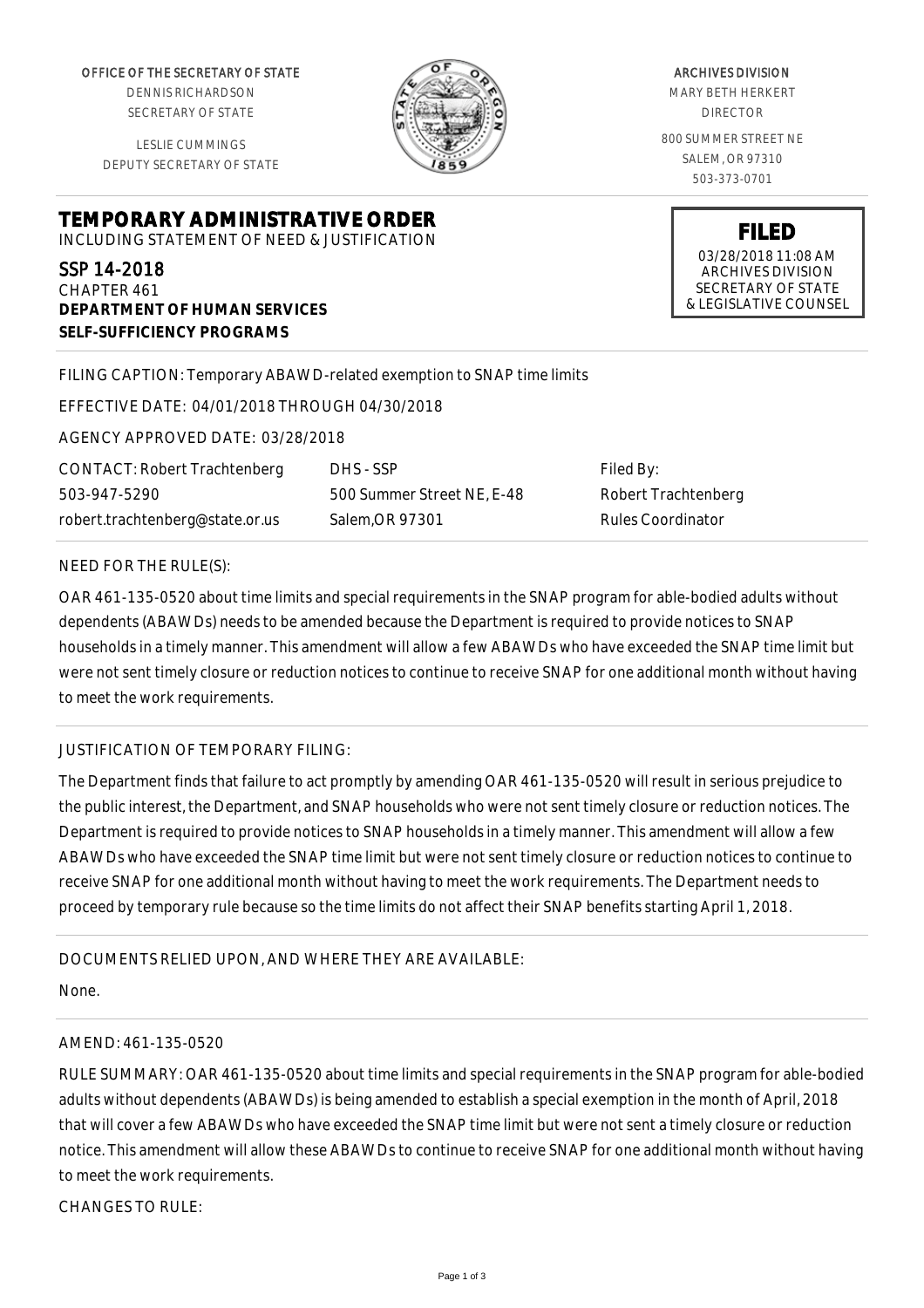OFFICE OF THE SECRETARY OF STATE
DENNIS RICHARDSON
SECRETARY OF STATE

LESLIE CUMMINGS
DEPUTY SECRETARY OF STATE

ARCHIVES DIVISION
MARY BETH HERKERT
DIRECTOR

800 SUMMER STREET NE
SALEM, OR 97310
503-373-0701

**FILED**
03/28/2018 11:08 AM
ARCHIVES DIVISION
SECRETARY OF STATE
& LEGISLATIVE COUNSEL

# TEMPORARY ADMINISTRATIVE ORDER

INCLUDING STATEMENT OF NEED & JUSTIFICATION

## SSP 14-2018

CHAPTER 461
**DEPARTMENT OF HUMAN SERVICES**
**SELF-SUFFICIENCY PROGRAMS**

FILING CAPTION: Temporary ABAWD-related exemption to SNAP time limits

EFFECTIVE DATE: 04/01/2018 THROUGH 04/30/2018

AGENCY APPROVED DATE: 03/28/2018

| CONTACT: Robert Trachtenberg | DHS - SSP | Filed By: |
|---|---|---|
| 503-947-5290 | 500 Summer Street NE, E-48 | Robert Trachtenberg |
| robert.trachtenberg@state.or.us | Salem,OR 97301 | Rules Coordinator |

NEED FOR THE RULE(S):

OAR 461-135-0520 about time limits and special requirements in the SNAP program for able-bodied adults without dependents (ABAWDs) needs to be amended because the Department is required to provide notices to SNAP households in a timely manner. This amendment will allow a few ABAWDs who have exceeded the SNAP time limit but were not sent timely closure or reduction notices to continue to receive SNAP for one additional month without having to meet the work requirements.

JUSTIFICATION OF TEMPORARY FILING:

The Department finds that failure to act promptly by amending OAR 461-135-0520 will result in serious prejudice to the public interest, the Department, and SNAP households who were not sent timely closure or reduction notices. The Department is required to provide notices to SNAP households in a timely manner. This amendment will allow a few ABAWDs who have exceeded the SNAP time limit but were not sent timely closure or reduction notices to continue to receive SNAP for one additional month without having to meet the work requirements. The Department needs to proceed by temporary rule because so the time limits do not affect their SNAP benefits starting April 1, 2018.

DOCUMENTS RELIED UPON, AND WHERE THEY ARE AVAILABLE:

None.

AMEND: 461-135-0520

RULE SUMMARY: OAR 461-135-0520 about time limits and special requirements in the SNAP program for able-bodied adults without dependents (ABAWDs) is being amended to establish a special exemption in the month of April, 2018 that will cover a few ABAWDs who have exceeded the SNAP time limit but were not sent a timely closure or reduction notice. This amendment will allow these ABAWDs to continue to receive SNAP for one additional month without having to meet the work requirements.

CHANGES TO RULE: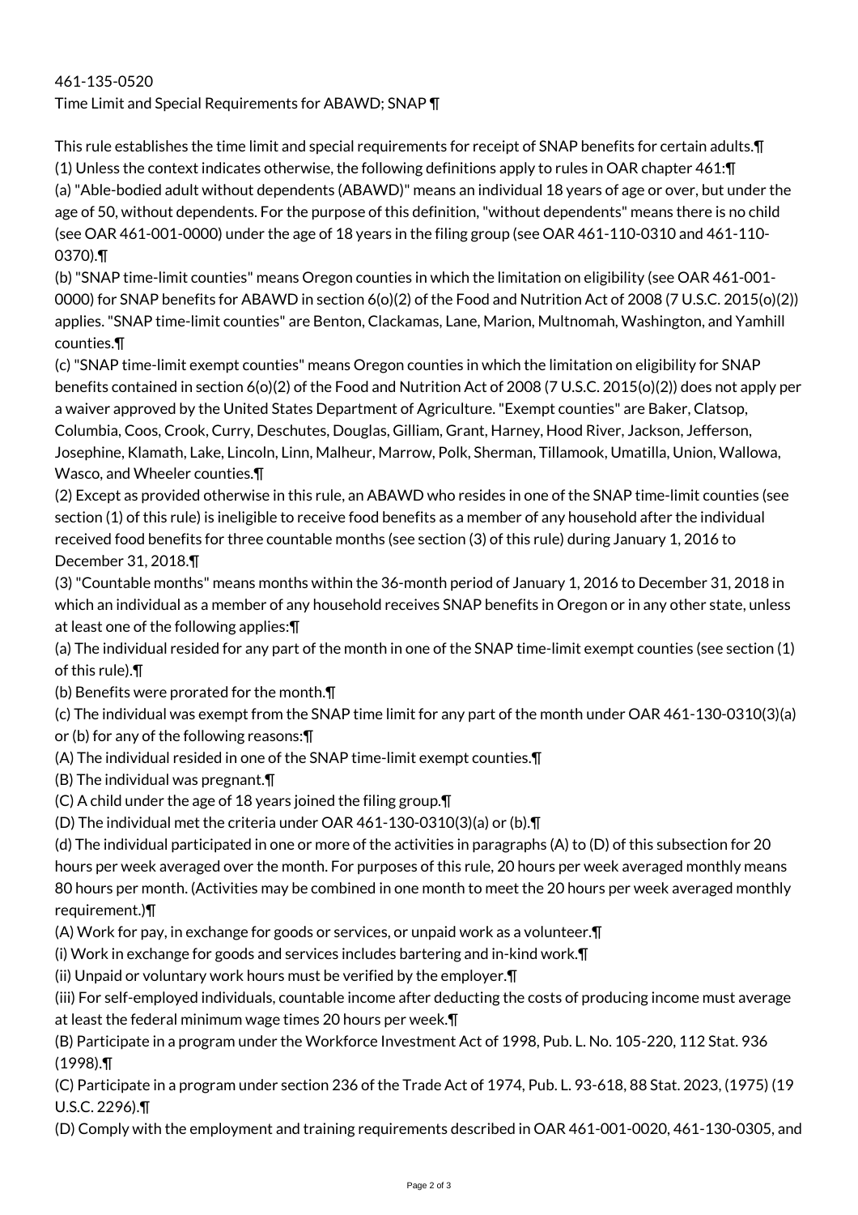461-135-0520

Time Limit and Special Requirements for ABAWD; SNAP ¶

This rule establishes the time limit and special requirements for receipt of SNAP benefits for certain adults.¶

(1) Unless the context indicates otherwise, the following definitions apply to rules in OAR chapter 461:¶

(a) "Able-bodied adult without dependents (ABAWD)" means an individual 18 years of age or over, but under the age of 50, without dependents. For the purpose of this definition, "without dependents" means there is no child (see OAR 461-001-0000) under the age of 18 years in the filing group (see OAR 461-110-0310 and 461-110-0370).¶

(b) "SNAP time-limit counties" means Oregon counties in which the limitation on eligibility (see OAR 461-001-0000) for SNAP benefits for ABAWD in section 6(o)(2) of the Food and Nutrition Act of 2008 (7 U.S.C. 2015(o)(2)) applies. "SNAP time-limit counties" are Benton, Clackamas, Lane, Marion, Multnomah, Washington, and Yamhill counties.¶

(c) "SNAP time-limit exempt counties" means Oregon counties in which the limitation on eligibility for SNAP benefits contained in section 6(o)(2) of the Food and Nutrition Act of 2008 (7 U.S.C. 2015(o)(2)) does not apply per a waiver approved by the United States Department of Agriculture. "Exempt counties" are Baker, Clatsop, Columbia, Coos, Crook, Curry, Deschutes, Douglas, Gilliam, Grant, Harney, Hood River, Jackson, Jefferson, Josephine, Klamath, Lake, Lincoln, Linn, Malheur, Marrow, Polk, Sherman, Tillamook, Umatilla, Union, Wallowa, Wasco, and Wheeler counties.¶

(2) Except as provided otherwise in this rule, an ABAWD who resides in one of the SNAP time-limit counties (see section (1) of this rule) is ineligible to receive food benefits as a member of any household after the individual received food benefits for three countable months (see section (3) of this rule) during January 1, 2016 to December 31, 2018.¶

(3) "Countable months" means months within the 36-month period of January 1, 2016 to December 31, 2018 in which an individual as a member of any household receives SNAP benefits in Oregon or in any other state, unless at least one of the following applies:¶

(a) The individual resided for any part of the month in one of the SNAP time-limit exempt counties (see section (1) of this rule).¶

(b) Benefits were prorated for the month.¶

(c) The individual was exempt from the SNAP time limit for any part of the month under OAR 461-130-0310(3)(a) or (b) for any of the following reasons:¶

(A) The individual resided in one of the SNAP time-limit exempt counties.¶

(B) The individual was pregnant.¶

(C) A child under the age of 18 years joined the filing group.¶

(D) The individual met the criteria under OAR 461-130-0310(3)(a) or (b).¶

(d) The individual participated in one or more of the activities in paragraphs (A) to (D) of this subsection for 20 hours per week averaged over the month. For purposes of this rule, 20 hours per week averaged monthly means 80 hours per month. (Activities may be combined in one month to meet the 20 hours per week averaged monthly requirement.)¶

(A) Work for pay, in exchange for goods or services, or unpaid work as a volunteer.¶

(i) Work in exchange for goods and services includes bartering and in-kind work.¶

(ii) Unpaid or voluntary work hours must be verified by the employer.¶

(iii) For self-employed individuals, countable income after deducting the costs of producing income must average at least the federal minimum wage times 20 hours per week.¶

(B) Participate in a program under the Workforce Investment Act of 1998, Pub. L. No. 105-220, 112 Stat. 936 (1998).¶

(C) Participate in a program under section 236 of the Trade Act of 1974, Pub. L. 93-618, 88 Stat. 2023, (1975) (19 U.S.C. 2296).¶

(D) Comply with the employment and training requirements described in OAR 461-001-0020, 461-130-0305, and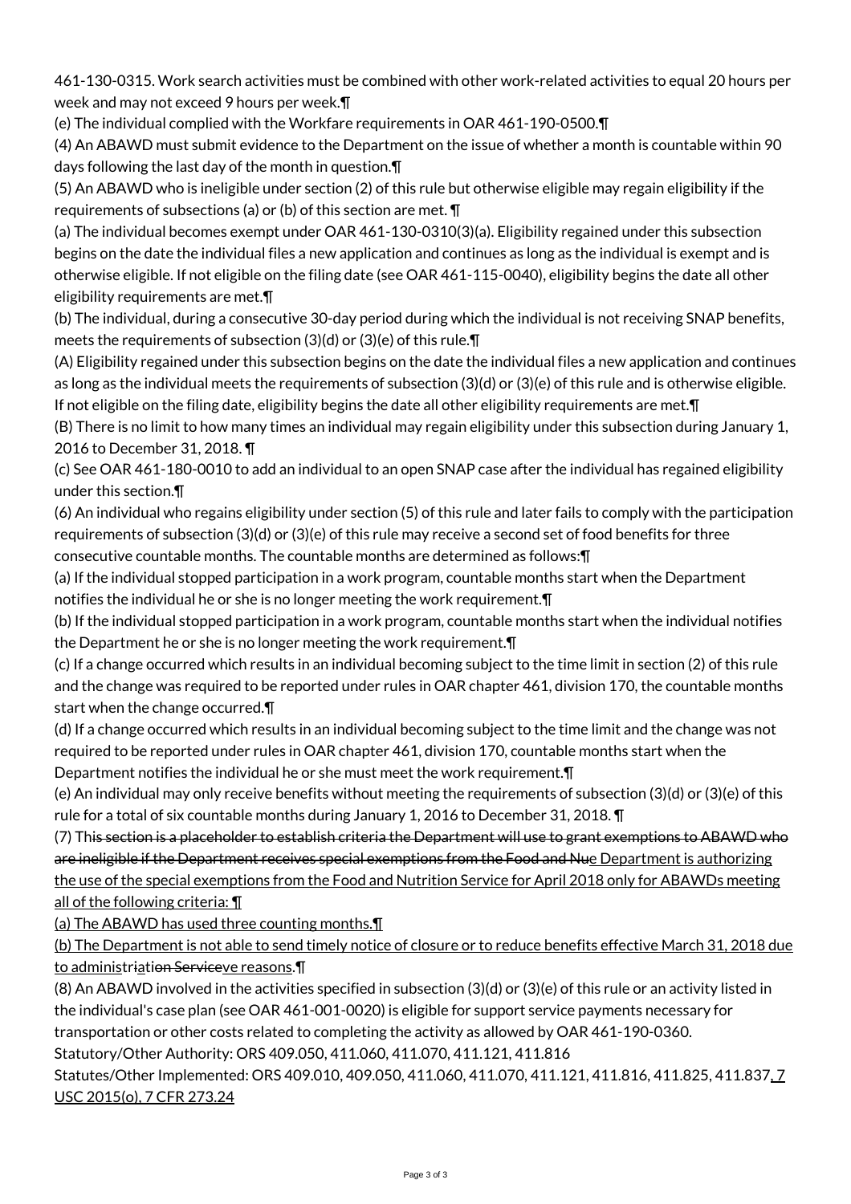461-130-0315. Work search activities must be combined with other work-related activities to equal 20 hours per week and may not exceed 9 hours per week.¶

(e) The individual complied with the Workfare requirements in OAR 461-190-0500.¶

(4) An ABAWD must submit evidence to the Department on the issue of whether a month is countable within 90 days following the last day of the month in question.¶

(5) An ABAWD who is ineligible under section (2) of this rule but otherwise eligible may regain eligibility if the requirements of subsections (a) or (b) of this section are met. ¶

(a) The individual becomes exempt under OAR 461-130-0310(3)(a). Eligibility regained under this subsection begins on the date the individual files a new application and continues as long as the individual is exempt and is otherwise eligible. If not eligible on the filing date (see OAR 461-115-0040), eligibility begins the date all other eligibility requirements are met.¶

(b) The individual, during a consecutive 30-day period during which the individual is not receiving SNAP benefits, meets the requirements of subsection (3)(d) or (3)(e) of this rule.¶

(A) Eligibility regained under this subsection begins on the date the individual files a new application and continues as long as the individual meets the requirements of subsection (3)(d) or (3)(e) of this rule and is otherwise eligible. If not eligible on the filing date, eligibility begins the date all other eligibility requirements are met.¶

(B) There is no limit to how many times an individual may regain eligibility under this subsection during January 1, 2016 to December 31, 2018. ¶

(c) See OAR 461-180-0010 to add an individual to an open SNAP case after the individual has regained eligibility under this section.¶

(6) An individual who regains eligibility under section (5) of this rule and later fails to comply with the participation requirements of subsection (3)(d) or (3)(e) of this rule may receive a second set of food benefits for three consecutive countable months. The countable months are determined as follows:¶

(a) If the individual stopped participation in a work program, countable months start when the Department notifies the individual he or she is no longer meeting the work requirement.¶

(b) If the individual stopped participation in a work program, countable months start when the individual notifies the Department he or she is no longer meeting the work requirement.¶

(c) If a change occurred which results in an individual becoming subject to the time limit in section (2) of this rule and the change was required to be reported under rules in OAR chapter 461, division 170, the countable months start when the change occurred.¶

(d) If a change occurred which results in an individual becoming subject to the time limit and the change was not required to be reported under rules in OAR chapter 461, division 170, countable months start when the Department notifies the individual he or she must meet the work requirement.¶

(e) An individual may only receive benefits without meeting the requirements of subsection (3)(d) or (3)(e) of this rule for a total of six countable months during January 1, 2016 to December 31, 2018. ¶

(7) Th~~is section is a placeholder to establish criteria the Department will use to grant exemptions to ABAWD who are ineligible if the Department receives special exemptions from the Food and Nu~~<u>e Department is authorizing the use of the special exemptions from the Food and Nutrition Service for April 2018 only for ABAWDs meeting all of the following criteria: ¶</u>

<u>(a) The ABAWD has used three counting months.¶</u>

<u>(b) The Department is not able to send timely notice of closure or to reduce benefits effective March 31, 2018 due to administ</u>ri<u>a</u>ti~~on Service~~<u>ve reasons</u>.¶

(8) An ABAWD involved in the activities specified in subsection (3)(d) or (3)(e) of this rule or an activity listed in the individual's case plan (see OAR 461-001-0020) is eligible for support service payments necessary for transportation or other costs related to completing the activity as allowed by OAR 461-190-0360.

Statutory/Other Authority: ORS 409.050, 411.060, 411.070, 411.121, 411.816

Statutes/Other Implemented: ORS 409.010, 409.050, 411.060, 411.070, 411.121, 411.816, 411.825, 411.837<u>, 7 USC 2015(o), 7 CFR 273.24</u>